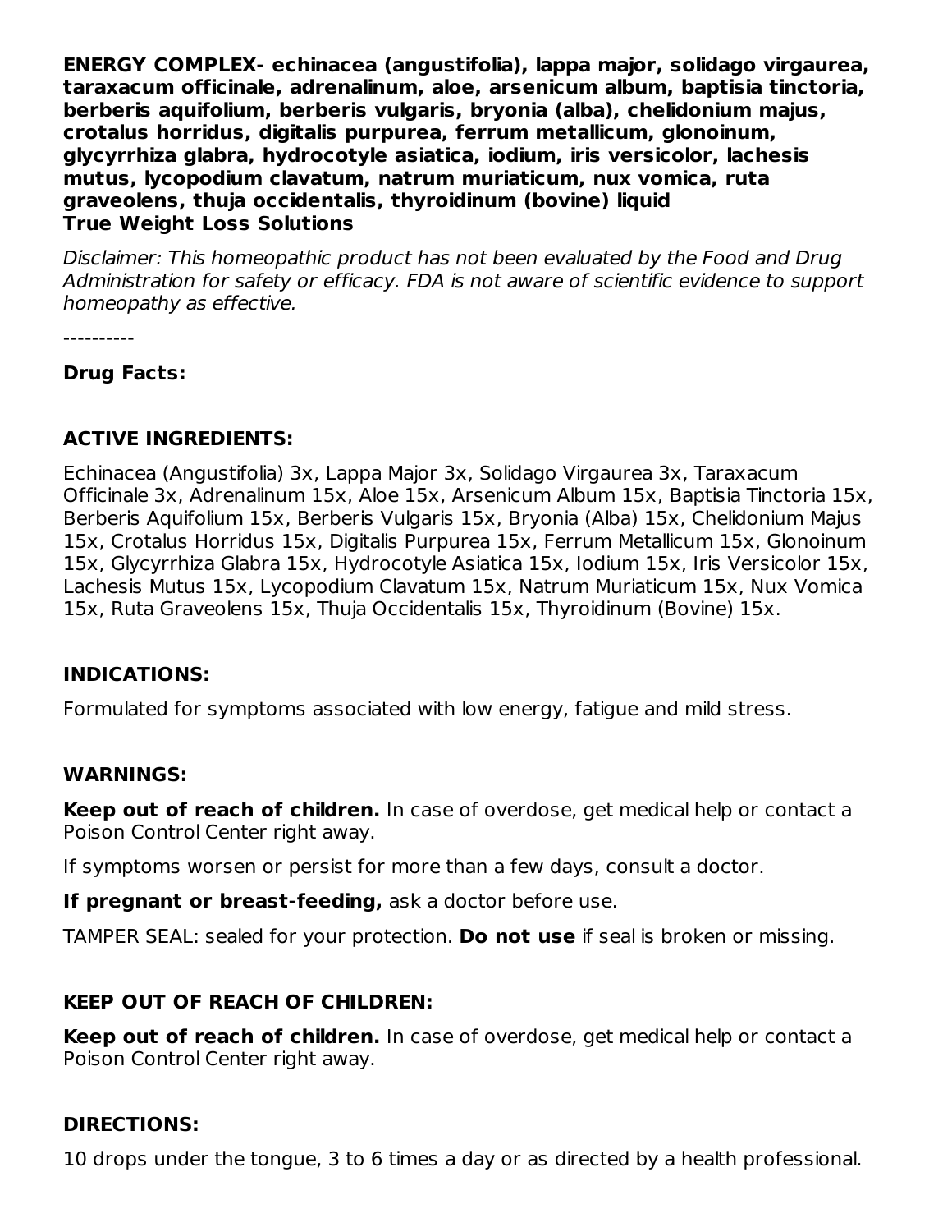**ENERGY COMPLEX- echinacea (angustifolia), lappa major, solidago virgaurea, taraxacum officinale, adrenalinum, aloe, arsenicum album, baptisia tinctoria, berberis aquifolium, berberis vulgaris, bryonia (alba), chelidonium majus, crotalus horridus, digitalis purpurea, ferrum metallicum, glonoinum, glycyrrhiza glabra, hydrocotyle asiatica, iodium, iris versicolor, lachesis mutus, lycopodium clavatum, natrum muriaticum, nux vomica, ruta graveolens, thuja occidentalis, thyroidinum (bovine) liquid**
**True Weight Loss Solutions**

*Disclaimer: This homeopathic product has not been evaluated by the Food and Drug Administration for safety or efficacy. FDA is not aware of scientific evidence to support homeopathy as effective.*

----------

**Drug Facts:**

**ACTIVE INGREDIENTS:**

Echinacea (Angustifolia) 3x, Lappa Major 3x, Solidago Virgaurea 3x, Taraxacum Officinale 3x, Adrenalinum 15x, Aloe 15x, Arsenicum Album 15x, Baptisia Tinctoria 15x, Berberis Aquifolium 15x, Berberis Vulgaris 15x, Bryonia (Alba) 15x, Chelidonium Majus 15x, Crotalus Horridus 15x, Digitalis Purpurea 15x, Ferrum Metallicum 15x, Glonoinum 15x, Glycyrrhiza Glabra 15x, Hydrocotyle Asiatica 15x, Iodium 15x, Iris Versicolor 15x, Lachesis Mutus 15x, Lycopodium Clavatum 15x, Natrum Muriaticum 15x, Nux Vomica 15x, Ruta Graveolens 15x, Thuja Occidentalis 15x, Thyroidinum (Bovine) 15x.

**INDICATIONS:**

Formulated for symptoms associated with low energy, fatigue and mild stress.

**WARNINGS:**

**Keep out of reach of children.** In case of overdose, get medical help or contact a Poison Control Center right away.

If symptoms worsen or persist for more than a few days, consult a doctor.

**If pregnant or breast-feeding,** ask a doctor before use.

TAMPER SEAL: sealed for your protection. **Do not use** if seal is broken or missing.

**KEEP OUT OF REACH OF CHILDREN:**

**Keep out of reach of children.** In case of overdose, get medical help or contact a Poison Control Center right away.

**DIRECTIONS:**

10 drops under the tongue, 3 to 6 times a day or as directed by a health professional.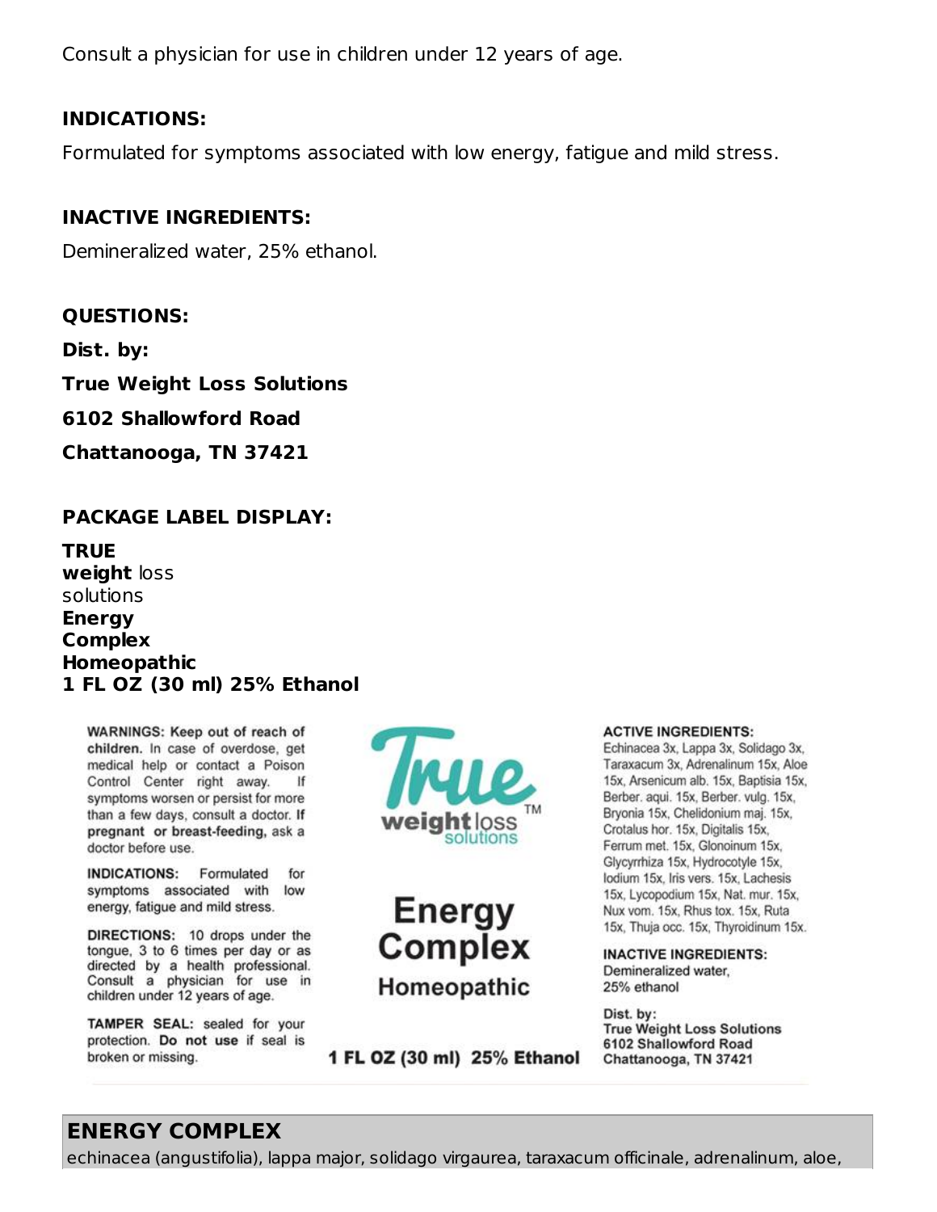Consult a physician for use in children under 12 years of age.

**INDICATIONS:**

Formulated for symptoms associated with low energy, fatigue and mild stress.

**INACTIVE INGREDIENTS:**

Demineralized water, 25% ethanol.

**QUESTIONS:**

**Dist. by:**

**True Weight Loss Solutions**

**6102 Shallowford Road**

**Chattanooga, TN 37421**

**PACKAGE LABEL DISPLAY:**

**TRUE**
**weight** loss
solutions
**Energy**
**Complex**
**Homeopathic**
**1 FL OZ (30 ml) 25% Ethanol**

**WARNINGS: Keep out of reach of children.** In case of overdose, get medical help or contact a Poison Control Center right away. If symptoms worsen or persist for more than a few days, consult a doctor. **If pregnant or breast-feeding,** ask a doctor before use.

**INDICATIONS:** Formulated for symptoms associated with low energy, fatigue and mild stress.

**DIRECTIONS:** 10 drops under the tongue, 3 to 6 times per day or as directed by a health professional. Consult a physician for use in children under 12 years of age.

**TAMPER SEAL:** sealed for your protection. **Do not use** if seal is broken or missing.

True weight loss solutions TM

**Energy Complex**

**Homeopathic**

**1 FL OZ (30 ml) 25% Ethanol**

**ACTIVE INGREDIENTS:**
Echinacea 3x, Lappa 3x, Solidago 3x, Taraxacum 3x, Adrenalinum 15x, Aloe 15x, Arsenicum alb. 15x, Baptisia 15x, Berber. aqui. 15x, Berber. vulg. 15x, Bryonia 15x, Chelidonium maj. 15x, Crotalus hor. 15x, Digitalis 15x, Ferrum met. 15x, Glonoinum 15x, Glycyrrhiza 15x, Hydrocotyle 15x, Iodium 15x, Iris vers. 15x, Lachesis 15x, Lycopodium 15x, Nat. mur. 15x, Nux vom. 15x, Rhus tox. 15x, Ruta 15x, Thuja occ. 15x, Thyroidinum 15x.

**INACTIVE INGREDIENTS:**
Demineralized water,
25% ethanol

**Dist. by:**
**True Weight Loss Solutions**
**6102 Shallowford Road**
**Chattanooga, TN 37421**

## ENERGY COMPLEX

echinacea (angustifolia), lappa major, solidago virgaurea, taraxacum officinale, adrenalinum, aloe,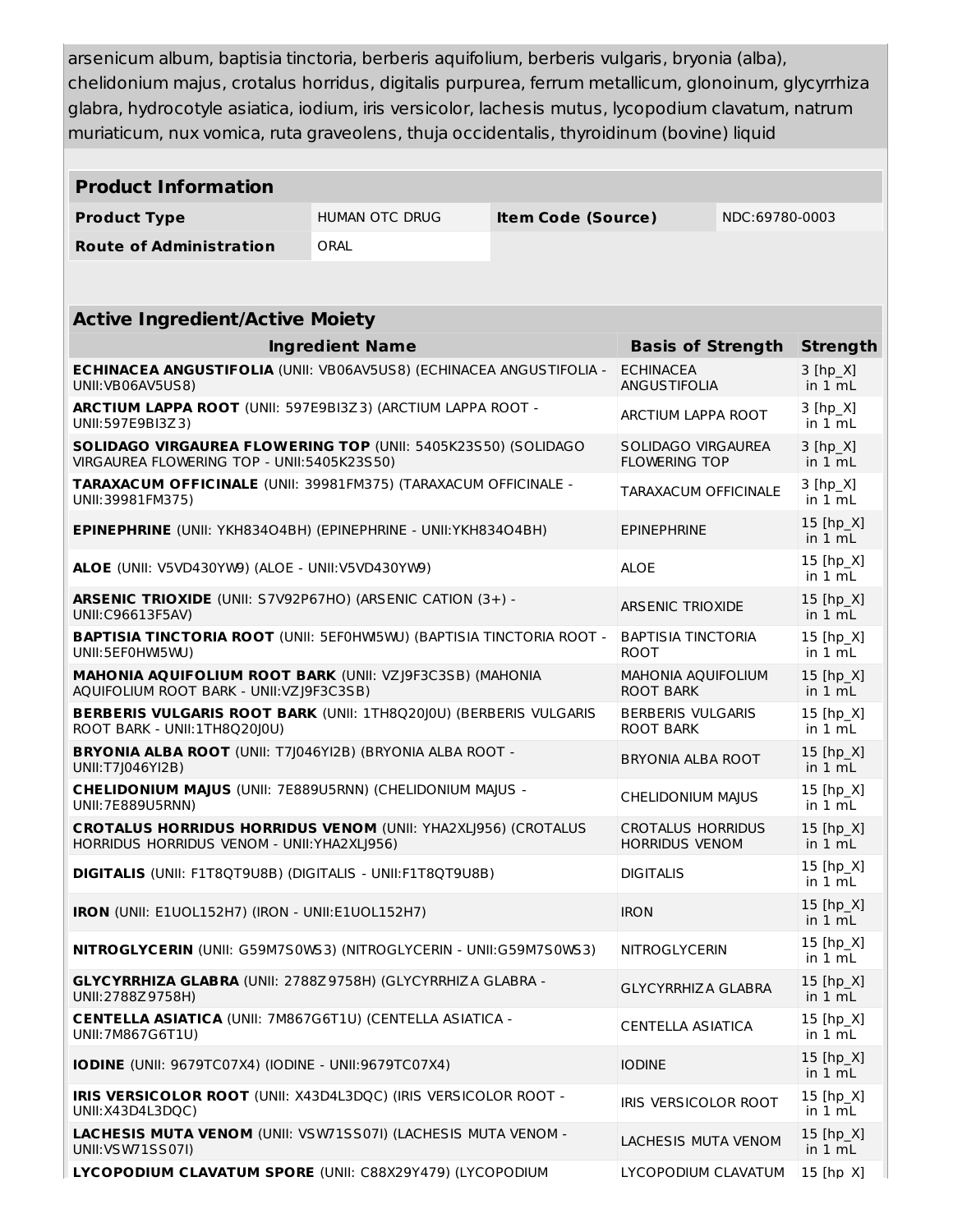arsenicum album, baptisia tinctoria, berberis aquifolium, berberis vulgaris, bryonia (alba), chelidonium majus, crotalus horridus, digitalis purpurea, ferrum metallicum, glonoinum, glycyrrhiza glabra, hydrocotyle asiatica, iodium, iris versicolor, lachesis mutus, lycopodium clavatum, natrum muriaticum, nux vomica, ruta graveolens, thuja occidentalis, thyroidinum (bovine) liquid

| Product Information | | | |
|---|---|---|---|
| **Product Type** | HUMAN OTC DRUG | **Item Code (Source)** | NDC:69780-0003 |
| **Route of Administration** | ORAL | | |

| Active Ingredient/Active Moiety | | |
|---|---|---|
| **Ingredient Name** | **Basis of Strength** | **Strength** |
| **ECHINACEA ANGUSTIFOLIA** (UNII: VB06AV5US8) (ECHINACEA ANGUSTIFOLIA - UNII:VB06AV5US8) | ECHINACEA ANGUSTIFOLIA | 3 [hp_X] in 1 mL |
| **ARCTIUM LAPPA ROOT** (UNII: 597E9BI3Z3) (ARCTIUM LAPPA ROOT - UNII:597E9BI3Z3) | ARCTIUM LAPPA ROOT | 3 [hp_X] in 1 mL |
| **SOLIDAGO VIRGAUREA FLOWERING TOP** (UNII: 5405K23S50) (SOLIDAGO VIRGAUREA FLOWERING TOP - UNII:5405K23S50) | SOLIDAGO VIRGAUREA FLOWERING TOP | 3 [hp_X] in 1 mL |
| **TARAXACUM OFFICINALE** (UNII: 39981FM375) (TARAXACUM OFFICINALE - UNII:39981FM375) | TARAXACUM OFFICINALE | 3 [hp_X] in 1 mL |
| **EPINEPHRINE** (UNII: YKH834O4BH) (EPINEPHRINE - UNII:YKH834O4BH) | EPINEPHRINE | 15 [hp_X] in 1 mL |
| **ALOE** (UNII: V5VD430YW9) (ALOE - UNII:V5VD430YW9) | ALOE | 15 [hp_X] in 1 mL |
| **ARSENIC TRIOXIDE** (UNII: S7V92P67HO) (ARSENIC CATION (3+) - UNII:C96613F5AV) | ARSENIC TRIOXIDE | 15 [hp_X] in 1 mL |
| **BAPTISIA TINCTORIA ROOT** (UNII: 5EF0HWI5WU) (BAPTISIA TINCTORIA ROOT - UNII:5EF0HWI5WU) | BAPTISIA TINCTORIA ROOT | 15 [hp_X] in 1 mL |
| **MAHONIA AQUIFOLIUM ROOT BARK** (UNII: VZJ9F3C3SB) (MAHONIA AQUIFOLIUM ROOT BARK - UNII:VZJ9F3C3SB) | MAHONIA AQUIFOLIUM ROOT BARK | 15 [hp_X] in 1 mL |
| **BERBERIS VULGARIS ROOT BARK** (UNII: 1TH8Q20J0U) (BERBERIS VULGARIS ROOT BARK - UNII:1TH8Q20J0U) | BERBERIS VULGARIS ROOT BARK | 15 [hp_X] in 1 mL |
| **BRYONIA ALBA ROOT** (UNII: T7J046YI2B) (BRYONIA ALBA ROOT - UNII:T7J046YI2B) | BRYONIA ALBA ROOT | 15 [hp_X] in 1 mL |
| **CHELIDONIUM MAJUS** (UNII: 7E889U5RNN) (CHELIDONIUM MAJUS - UNII:7E889U5RNN) | CHELIDONIUM MAJUS | 15 [hp_X] in 1 mL |
| **CROTALUS HORRIDUS HORRIDUS VENOM** (UNII: YHA2XLJ956) (CROTALUS HORRIDUS HORRIDUS VENOM - UNII:YHA2XLJ956) | CROTALUS HORRIDUS HORRIDUS VENOM | 15 [hp_X] in 1 mL |
| **DIGITALIS** (UNII: F1T8QT9U8B) (DIGITALIS - UNII:F1T8QT9U8B) | DIGITALIS | 15 [hp_X] in 1 mL |
| **IRON** (UNII: E1UOL152H7) (IRON - UNII:E1UOL152H7) | IRON | 15 [hp_X] in 1 mL |
| **NITROGLYCERIN** (UNII: G59M7S0WS3) (NITROGLYCERIN - UNII:G59M7S0WS3) | NITROGLYCERIN | 15 [hp_X] in 1 mL |
| **GLYCYRRHIZA GLABRA** (UNII: 2788Z9758H) (GLYCYRRHIZA GLABRA - UNII:2788Z9758H) | GLYCYRRHIZA GLABRA | 15 [hp_X] in 1 mL |
| **CENTELLA ASIATICA** (UNII: 7M867G6T1U) (CENTELLA ASIATICA - UNII:7M867G6T1U) | CENTELLA ASIATICA | 15 [hp_X] in 1 mL |
| **IODINE** (UNII: 9679TC07X4) (IODINE - UNII:9679TC07X4) | IODINE | 15 [hp_X] in 1 mL |
| **IRIS VERSICOLOR ROOT** (UNII: X43D4L3DQC) (IRIS VERSICOLOR ROOT - UNII:X43D4L3DQC) | IRIS VERSICOLOR ROOT | 15 [hp_X] in 1 mL |
| **LACHESIS MUTA VENOM** (UNII: VSW71SS07I) (LACHESIS MUTA VENOM - UNII:VSW71SS07I) | LACHESIS MUTA VENOM | 15 [hp_X] in 1 mL |
| **LYCOPODIUM CLAVATUM SPORE** (UNII: C88X29Y479) (LYCOPODIUM | LYCOPODIUM CLAVATUM | 15 [hp_X] |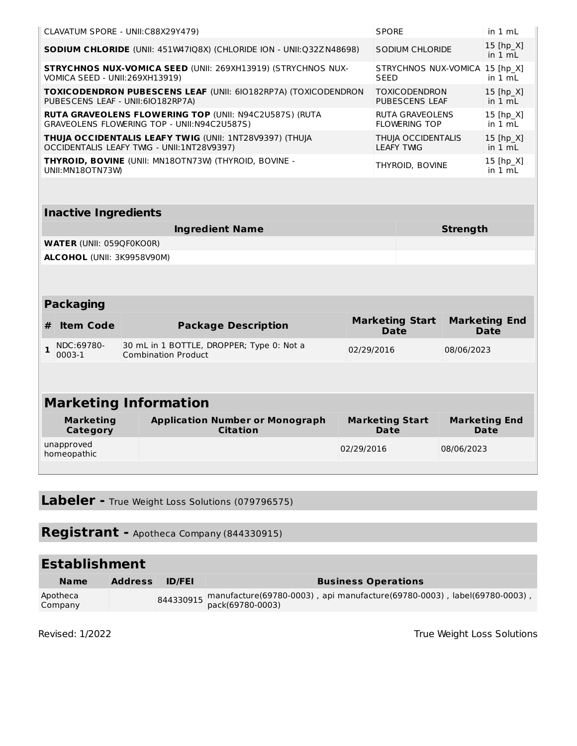| | | |
|---|---|---|
| CLAVATUM SPORE - UNII:C88X29Y479) | SPORE | in 1 mL |
| **SODIUM CHLORIDE** (UNII: 451W47IQ8X) (CHLORIDE ION - UNII:Q32ZN48698) | SODIUM CHLORIDE | 15 [hp_X] in 1 mL |
| **STRYCHNOS NUX-VOMICA SEED** (UNII: 269XH13919) (STRYCHNOS NUX-VOMICA SEED - UNII:269XH13919) | STRYCHNOS NUX-VOMICA SEED | 15 [hp_X] in 1 mL |
| **TOXICODENDRON PUBESCENS LEAF** (UNII: 6IO182RP7A) (TOXICODENDRON PUBESCENS LEAF - UNII:6IO182RP7A) | TOXICODENDRON PUBESCENS LEAF | 15 [hp_X] in 1 mL |
| **RUTA GRAVEOLENS FLOWERING TOP** (UNII: N94C2U587S) (RUTA GRAVEOLENS FLOWERING TOP - UNII:N94C2U587S) | RUTA GRAVEOLENS FLOWERING TOP | 15 [hp_X] in 1 mL |
| **THUJA OCCIDENTALIS LEAFY TWIG** (UNII: 1NT28V9397) (THUJA OCCIDENTALIS LEAFY TWIG - UNII:1NT28V9397) | THUJA OCCIDENTALIS LEAFY TWIG | 15 [hp_X] in 1 mL |
| **THYROID, BOVINE** (UNII: MN18OTN73W) (THYROID, BOVINE - UNII:MN18OTN73W) | THYROID, BOVINE | 15 [hp_X] in 1 mL |

### Inactive Ingredients

| Ingredient Name | Strength |
|---|---|
| **WATER** (UNII: 059QF0KO0R) | |
| **ALCOHOL** (UNII: 3K9958V90M) | |

### Packaging

| # | Item Code | Package Description | Marketing Start Date | Marketing End Date |
|---|---|---|---|---|
| 1 | NDC:69780-0003-1 | 30 mL in 1 BOTTLE, DROPPER; Type 0: Not a Combination Product | 02/29/2016 | 08/06/2023 |

### Marketing Information

| Marketing Category | Application Number or Monograph Citation | Marketing Start Date | Marketing End Date |
|---|---|---|---|
| unapproved homeopathic | | 02/29/2016 | 08/06/2023 |

## Labeler - True Weight Loss Solutions (079796575)

## Registrant - Apotheca Company (844330915)

## Establishment

| Name | Address | ID/FEI | Business Operations |
|---|---|---|---|
| Apotheca Company | | 844330915 | manufacture(69780-0003) , api manufacture(69780-0003) , label(69780-0003) , pack(69780-0003) |

Revised: 1/2022 True Weight Loss Solutions